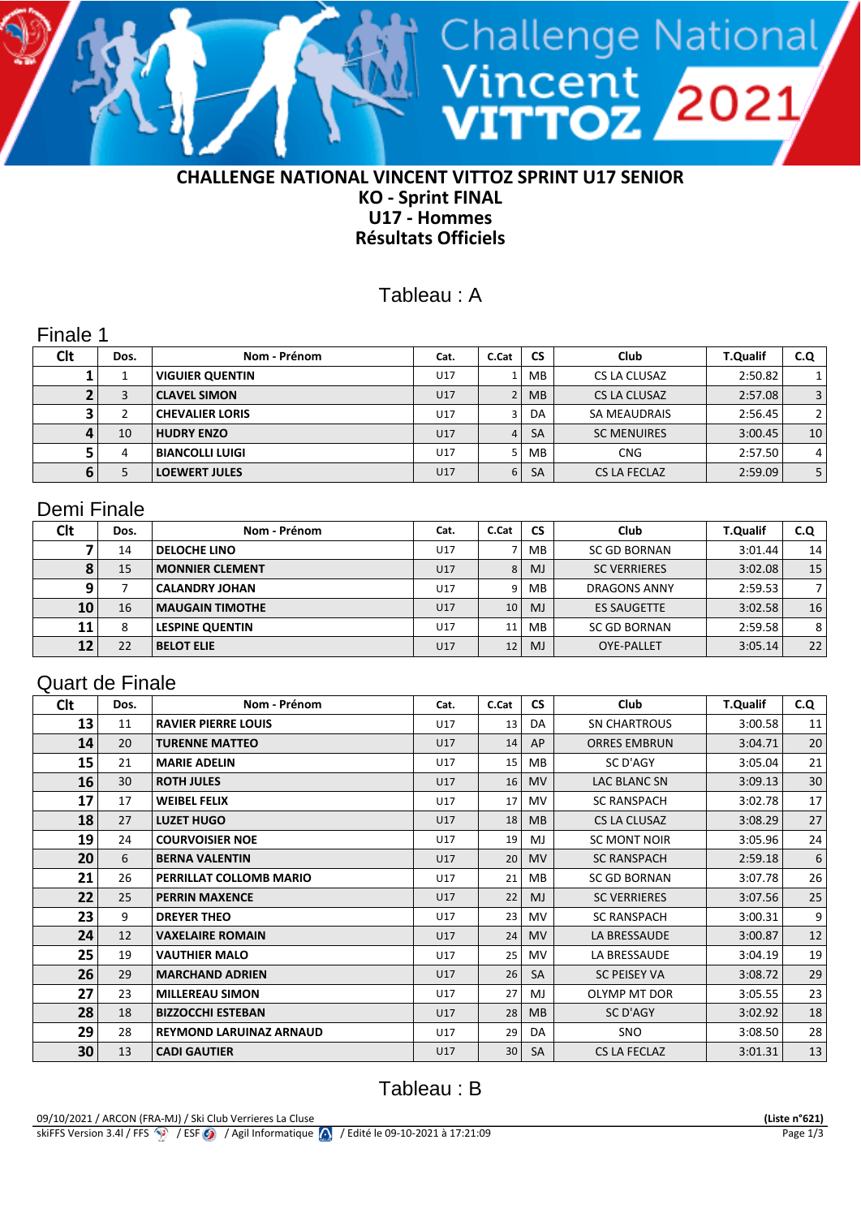# CHALLENGE NATIONAL VINCENT VITTOZ SPRINT U17 SENIOR
## KO - Sprint FINAL
## U17 - Hommes
## Résultats Officiels

### Tableau : A

#### Finale 1

| Clt | Dos. | Nom - Prénom | Cat. | C.Cat | CS | Club | T.Qualif | C.Q |
|---|---|---|---|---|---|---|---|---|
| 1 | 1 | VIGUIER QUENTIN | U17 | 1 | MB | CS LA CLUSAZ | 2:50.82 | 1 |
| 2 | 3 | CLAVEL SIMON | U17 | 2 | MB | CS LA CLUSAZ | 2:57.08 | 3 |
| 3 | 2 | CHEVALIER LORIS | U17 | 3 | DA | SA MEAUDRAIS | 2:56.45 | 2 |
| 4 | 10 | HUDRY ENZO | U17 | 4 | SA | SC MENUIRES | 3:00.45 | 10 |
| 5 | 4 | BIANCOLLI LUIGI | U17 | 5 | MB | CNG | 2:57.50 | 4 |
| 6 | 5 | LOEWERT JULES | U17 | 6 | SA | CS LA FECLAZ | 2:59.09 | 5 |

#### Demi Finale

| Clt | Dos. | Nom - Prénom | Cat. | C.Cat | CS | Club | T.Qualif | C.Q |
|---|---|---|---|---|---|---|---|---|
| 7 | 14 | DELOCHE LINO | U17 | 7 | MB | SC GD BORNAN | 3:01.44 | 14 |
| 8 | 15 | MONNIER CLEMENT | U17 | 8 | MJ | SC VERRIERES | 3:02.08 | 15 |
| 9 | 7 | CALANDRY JOHAN | U17 | 9 | MB | DRAGONS ANNY | 2:59.53 | 7 |
| 10 | 16 | MAUGAIN TIMOTHE | U17 | 10 | MJ | ES SAUGETTE | 3:02.58 | 16 |
| 11 | 8 | LESPINE QUENTIN | U17 | 11 | MB | SC GD BORNAN | 2:59.58 | 8 |
| 12 | 22 | BELOT ELIE | U17 | 12 | MJ | OYE-PALLET | 3:05.14 | 22 |

#### Quart de Finale

| Clt | Dos. | Nom - Prénom | Cat. | C.Cat | CS | Club | T.Qualif | C.Q |
|---|---|---|---|---|---|---|---|---|
| 13 | 11 | RAVIER PIERRE LOUIS | U17 | 13 | DA | SN CHARTROUS | 3:00.58 | 11 |
| 14 | 20 | TURENNE MATTEO | U17 | 14 | AP | ORRES EMBRUN | 3:04.71 | 20 |
| 15 | 21 | MARIE ADELIN | U17 | 15 | MB | SC D'AGY | 3:05.04 | 21 |
| 16 | 30 | ROTH JULES | U17 | 16 | MV | LAC BLANC SN | 3:09.13 | 30 |
| 17 | 17 | WEIBEL FELIX | U17 | 17 | MV | SC RANSPACH | 3:02.78 | 17 |
| 18 | 27 | LUZET HUGO | U17 | 18 | MB | CS LA CLUSAZ | 3:08.29 | 27 |
| 19 | 24 | COURVOISIER NOE | U17 | 19 | MJ | SC MONT NOIR | 3:05.96 | 24 |
| 20 | 6 | BERNA VALENTIN | U17 | 20 | MV | SC RANSPACH | 2:59.18 | 6 |
| 21 | 26 | PERRILLAT COLLOMB MARIO | U17 | 21 | MB | SC GD BORNAN | 3:07.78 | 26 |
| 22 | 25 | PERRIN MAXENCE | U17 | 22 | MJ | SC VERRIERES | 3:07.56 | 25 |
| 23 | 9 | DREYER THEO | U17 | 23 | MV | SC RANSPACH | 3:00.31 | 9 |
| 24 | 12 | VAXELAIRE ROMAIN | U17 | 24 | MV | LA BRESSAUDE | 3:00.87 | 12 |
| 25 | 19 | VAUTHIER MALO | U17 | 25 | MV | LA BRESSAUDE | 3:04.19 | 19 |
| 26 | 29 | MARCHAND ADRIEN | U17 | 26 | SA | SC PEISEY VA | 3:08.72 | 29 |
| 27 | 23 | MILLEREAU SIMON | U17 | 27 | MJ | OLYMP MT DOR | 3:05.55 | 23 |
| 28 | 18 | BIZZOCCHI ESTEBAN | U17 | 28 | MB | SC D'AGY | 3:02.92 | 18 |
| 29 | 28 | REYMOND LARUINAZ ARNAUD | U17 | 29 | DA | SNO | 3:08.50 | 28 |
| 30 | 13 | CADI GAUTIER | U17 | 30 | SA | CS LA FECLAZ | 3:01.31 | 13 |

### Tableau : B

09/10/2021 / ARCON (FRA-MJ) / Ski Club Verrieres La Cluse — **(Liste n°621)**

skiFFS Version 3.4l / FFS / ESF / Agil Informatique / Edité le 09-10-2021 à 17:21:09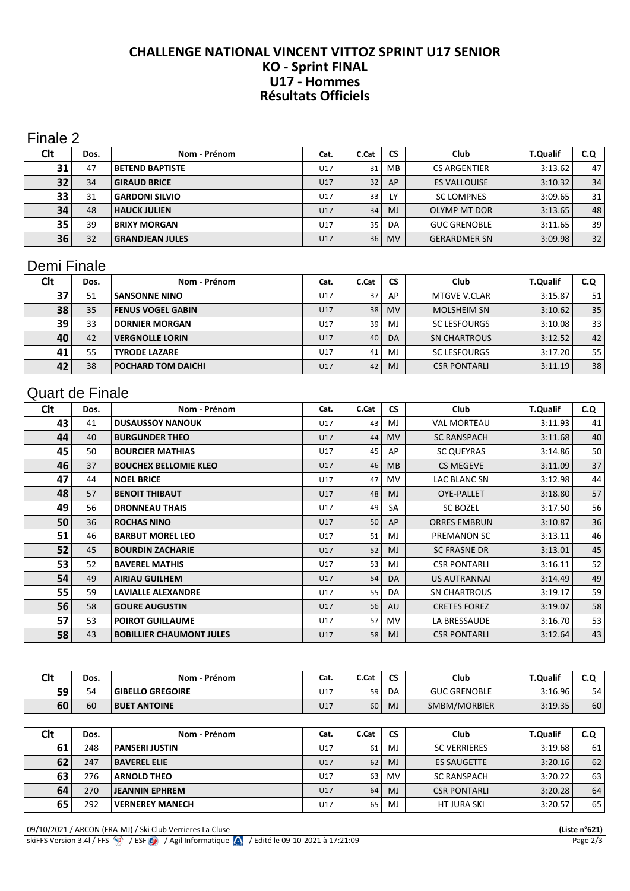# CHALLENGE NATIONAL VINCENT VITTOZ SPRINT U17 SENIOR
# KO - Sprint FINAL
# U17 - Hommes
# Résultats Officiels

## Finale 2

| Clt | Dos. | Nom - Prénom | Cat. | C.Cat | CS | Club | T.Qualif | C.Q |
|---|---|---|---|---|---|---|---|---|
| 31 | 47 | BETEND BAPTISTE | U17 | 31 | MB | CS ARGENTIER | 3:13.62 | 47 |
| 32 | 34 | GIRAUD BRICE | U17 | 32 | AP | ES VALLOUISE | 3:10.32 | 34 |
| 33 | 31 | GARDONI SILVIO | U17 | 33 | LY | SC LOMPNES | 3:09.65 | 31 |
| 34 | 48 | HAUCK JULIEN | U17 | 34 | MJ | OLYMP MT DOR | 3:13.65 | 48 |
| 35 | 39 | BRIXY MORGAN | U17 | 35 | DA | GUC GRENOBLE | 3:11.65 | 39 |
| 36 | 32 | GRANDJEAN JULES | U17 | 36 | MV | GERARDMER SN | 3:09.98 | 32 |

## Demi Finale

| Clt | Dos. | Nom - Prénom | Cat. | C.Cat | CS | Club | T.Qualif | C.Q |
|---|---|---|---|---|---|---|---|---|
| 37 | 51 | SANSONNE NINO | U17 | 37 | AP | MTGVE V.CLAR | 3:15.87 | 51 |
| 38 | 35 | FENUS VOGEL GABIN | U17 | 38 | MV | MOLSHEIM SN | 3:10.62 | 35 |
| 39 | 33 | DORNIER MORGAN | U17 | 39 | MJ | SC LESFOURGS | 3:10.08 | 33 |
| 40 | 42 | VERGNOLLE LORIN | U17 | 40 | DA | SN CHARTROUS | 3:12.52 | 42 |
| 41 | 55 | TYRODE LAZARE | U17 | 41 | MJ | SC LESFOURGS | 3:17.20 | 55 |
| 42 | 38 | POCHARD TOM DAICHI | U17 | 42 | MJ | CSR PONTARLI | 3:11.19 | 38 |

## Quart de Finale

| Clt | Dos. | Nom - Prénom | Cat. | C.Cat | CS | Club | T.Qualif | C.Q |
|---|---|---|---|---|---|---|---|---|
| 43 | 41 | DUSAUSSOY NANOUK | U17 | 43 | MJ | VAL MORTEAU | 3:11.93 | 41 |
| 44 | 40 | BURGUNDER THEO | U17 | 44 | MV | SC RANSPACH | 3:11.68 | 40 |
| 45 | 50 | BOURCIER MATHIAS | U17 | 45 | AP | SC QUEYRAS | 3:14.86 | 50 |
| 46 | 37 | BOUCHEX BELLOMIE KLEO | U17 | 46 | MB | CS MEGEVE | 3:11.09 | 37 |
| 47 | 44 | NOEL BRICE | U17 | 47 | MV | LAC BLANC SN | 3:12.98 | 44 |
| 48 | 57 | BENOIT THIBAUT | U17 | 48 | MJ | OYE-PALLET | 3:18.80 | 57 |
| 49 | 56 | DRONNEAU THAIS | U17 | 49 | SA | SC BOZEL | 3:17.50 | 56 |
| 50 | 36 | ROCHAS NINO | U17 | 50 | AP | ORRES EMBRUN | 3:10.87 | 36 |
| 51 | 46 | BARBUT MOREL LEO | U17 | 51 | MJ | PREMANON SC | 3:13.11 | 46 |
| 52 | 45 | BOURDIN ZACHARIE | U17 | 52 | MJ | SC FRASNE DR | 3:13.01 | 45 |
| 53 | 52 | BAVEREL MATHIS | U17 | 53 | MJ | CSR PONTARLI | 3:16.11 | 52 |
| 54 | 49 | AIRIAU GUILHEM | U17 | 54 | DA | US AUTRANNAI | 3:14.49 | 49 |
| 55 | 59 | LAVIALLE ALEXANDRE | U17 | 55 | DA | SN CHARTROUS | 3:19.17 | 59 |
| 56 | 58 | GOURE AUGUSTIN | U17 | 56 | AU | CRETES FOREZ | 3:19.07 | 58 |
| 57 | 53 | POIROT GUILLAUME | U17 | 57 | MV | LA BRESSAUDE | 3:16.70 | 53 |
| 58 | 43 | BOBILLIER CHAUMONT JULES | U17 | 58 | MJ | CSR PONTARLI | 3:12.64 | 43 |

| Clt | Dos. | Nom - Prénom | Cat. | C.Cat | CS | Club | T.Qualif | C.Q |
|---|---|---|---|---|---|---|---|---|
| 59 | 54 | GIBELLO GREGOIRE | U17 | 59 | DA | GUC GRENOBLE | 3:16.96 | 54 |
| 60 | 60 | BUET ANTOINE | U17 | 60 | MJ | SMBM/MORBIER | 3:19.35 | 60 |

| Clt | Dos. | Nom - Prénom | Cat. | C.Cat | CS | Club | T.Qualif | C.Q |
|---|---|---|---|---|---|---|---|---|
| 61 | 248 | PANSERI JUSTIN | U17 | 61 | MJ | SC VERRIERES | 3:19.68 | 61 |
| 62 | 247 | BAVEREL ELIE | U17 | 62 | MJ | ES SAUGETTE | 3:20.16 | 62 |
| 63 | 276 | ARNOLD THEO | U17 | 63 | MV | SC RANSPACH | 3:20.22 | 63 |
| 64 | 270 | JEANNIN EPHREM | U17 | 64 | MJ | CSR PONTARLI | 3:20.28 | 64 |
| 65 | 292 | VERNEREY MANECH | U17 | 65 | MJ | HT JURA SKI | 3:20.57 | 65 |

09/10/2021 / ARCON (FRA-MJ) / Ski Club Verrieres La Cluse **(Liste n°621)**
skiFFS Version 3.4l / FFS / ESF / Agil Informatique / Edité le 09-10-2021 à 17:21:09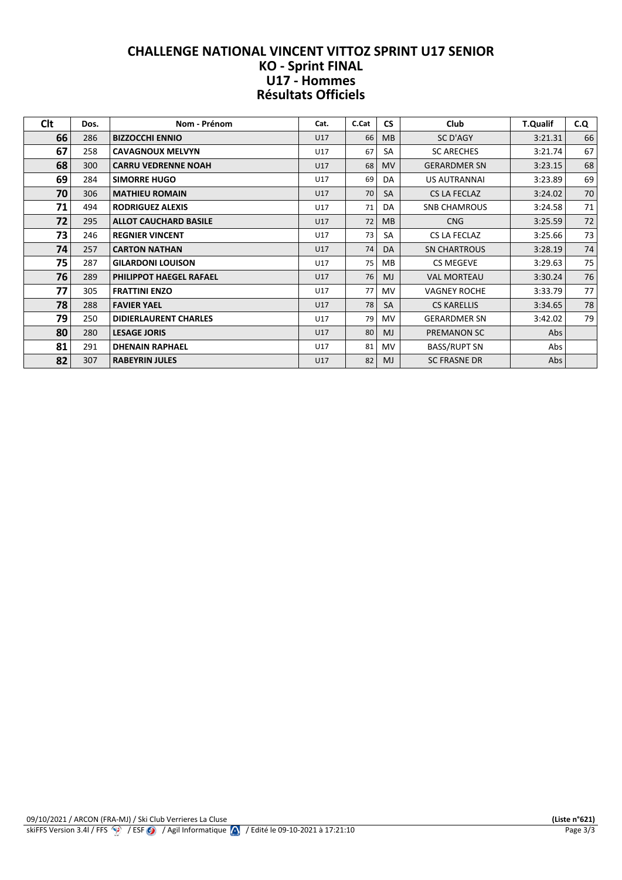# CHALLENGE NATIONAL VINCENT VITTOZ SPRINT U17 SENIOR
## KO - Sprint FINAL
## U17 - Hommes
## Résultats Officiels

| Clt | Dos. | Nom - Prénom | Cat. | C.Cat | CS | Club | T.Qualif | C.Q |
|---|---|---|---|---|---|---|---|---|
| 66 | 286 | BIZZOCCHI ENNIO | U17 | 66 | MB | SC D'AGY | 3:21.31 | 66 |
| 67 | 258 | CAVAGNOUX MELVYN | U17 | 67 | SA | SC ARECHES | 3:21.74 | 67 |
| 68 | 300 | CARRU VEDRENNE NOAH | U17 | 68 | MV | GERARDMER SN | 3:23.15 | 68 |
| 69 | 284 | SIMORRE HUGO | U17 | 69 | DA | US AUTRANNAI | 3:23.89 | 69 |
| 70 | 306 | MATHIEU ROMAIN | U17 | 70 | SA | CS LA FECLAZ | 3:24.02 | 70 |
| 71 | 494 | RODRIGUEZ ALEXIS | U17 | 71 | DA | SNB CHAMROUS | 3:24.58 | 71 |
| 72 | 295 | ALLOT CAUCHARD BASILE | U17 | 72 | MB | CNG | 3:25.59 | 72 |
| 73 | 246 | REGNIER VINCENT | U17 | 73 | SA | CS LA FECLAZ | 3:25.66 | 73 |
| 74 | 257 | CARTON NATHAN | U17 | 74 | DA | SN CHARTROUS | 3:28.19 | 74 |
| 75 | 287 | GILARDONI LOUISON | U17 | 75 | MB | CS MEGEVE | 3:29.63 | 75 |
| 76 | 289 | PHILIPPOT HAEGEL RAFAEL | U17 | 76 | MJ | VAL MORTEAU | 3:30.24 | 76 |
| 77 | 305 | FRATTINI ENZO | U17 | 77 | MV | VAGNEY ROCHE | 3:33.79 | 77 |
| 78 | 288 | FAVIER YAEL | U17 | 78 | SA | CS KARELLIS | 3:34.65 | 78 |
| 79 | 250 | DIDIERLAURENT CHARLES | U17 | 79 | MV | GERARDMER SN | 3:42.02 | 79 |
| 80 | 280 | LESAGE JORIS | U17 | 80 | MJ | PREMANON SC | Abs | |
| 81 | 291 | DHENAIN RAPHAEL | U17 | 81 | MV | BASS/RUPT SN | Abs | |
| 82 | 307 | RABEYRIN JULES | U17 | 82 | MJ | SC FRASNE DR | Abs | |

09/10/2021 / ARCON (FRA-MJ) / Ski Club Verrieres La Cluse (Liste n°621)

skiFFS Version 3.4l / FFS / ESF / Agil Informatique / Edité le 09-10-2021 à 17:21:10